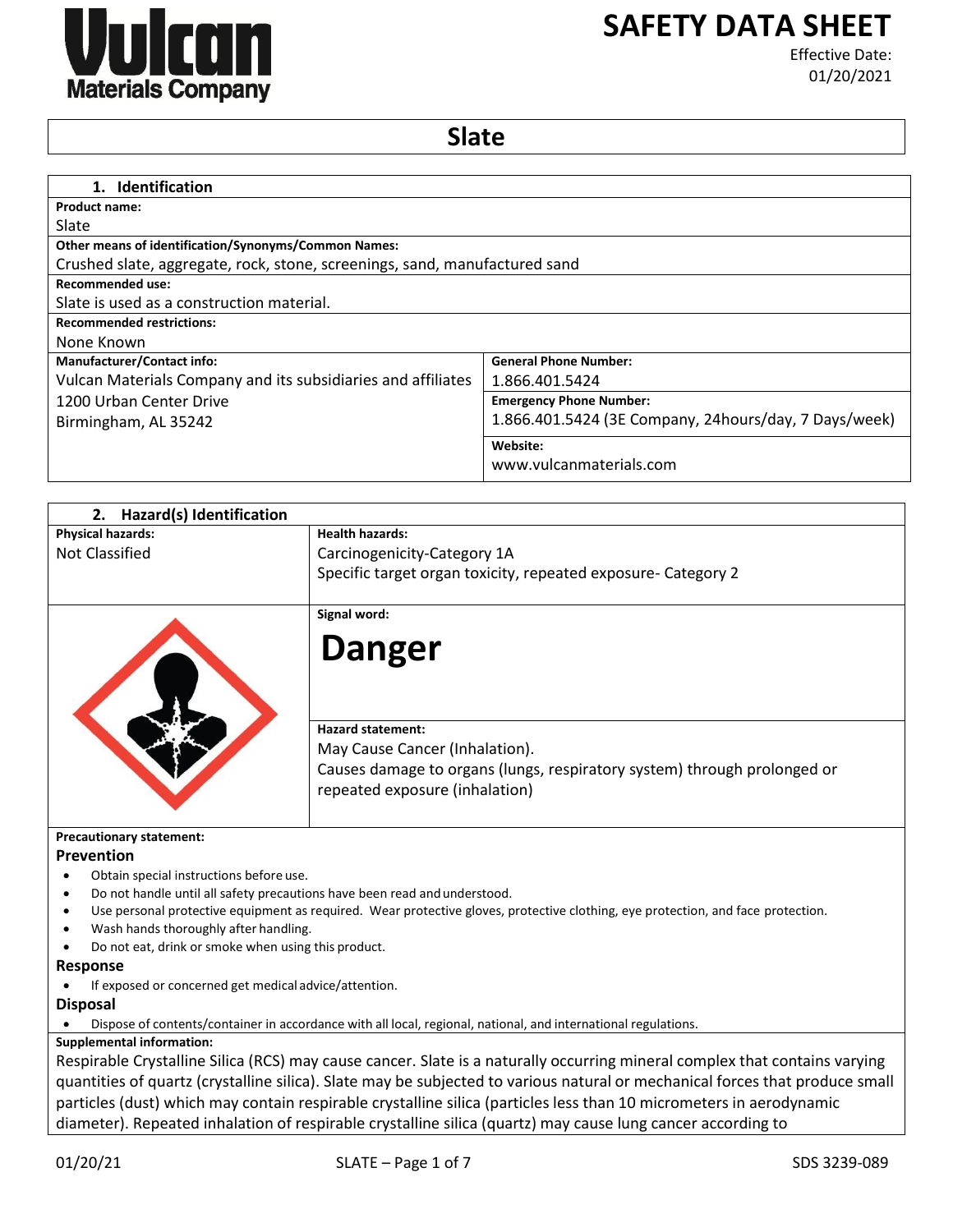# SAFETY DATA SHEET

Effective Date: 01/20/2021

## Slate

### 1. Identification

**Product name:**
Slate

**Other means of identification/Synonyms/Common Names:**
Crushed slate, aggregate, rock, stone, screenings, sand, manufactured sand

**Recommended use:**
Slate is used as a construction material.

**Recommended restrictions:**
None Known

| Manufacturer/Contact info: | General Phone Number: |
| --- | --- |
| Vulcan Materials Company and its subsidiaries and affiliates | 1.866.401.5424 |
| 1200 Urban Center Drive | **Emergency Phone Number:** |
| Birmingham, AL 35242 | 1.866.401.5424 (3E Company, 24hours/day, 7 Days/week) |
| | **Website:** |
| | www.vulcanmaterials.com |

### 2. Hazard(s) Identification

| Physical hazards: | Health hazards: |
| --- | --- |
| Not Classified | Carcinogenicity-Category 1A<br>Specific target organ toxicity, repeated exposure- Category 2 |

**Signal word:**

# Danger

**Hazard statement:**
May Cause Cancer (Inhalation).
Causes damage to organs (lungs, respiratory system) through prolonged or repeated exposure (inhalation)

**Precautionary statement:**

#### Prevention

- Obtain special instructions before use.
- Do not handle until all safety precautions have been read and understood.
- Use personal protective equipment as required. Wear protective gloves, protective clothing, eye protection, and face protection.
- Wash hands thoroughly after handling.
- Do not eat, drink or smoke when using this product.

#### Response

- If exposed or concerned get medical advice/attention.

#### Disposal

- Dispose of contents/container in accordance with all local, regional, national, and international regulations.

**Supplemental information:**
Respirable Crystalline Silica (RCS) may cause cancer. Slate is a naturally occurring mineral complex that contains varying quantities of quartz (crystalline silica). Slate may be subjected to various natural or mechanical forces that produce small particles (dust) which may contain respirable crystalline silica (particles less than 10 micrometers in aerodynamic diameter). Repeated inhalation of respirable crystalline silica (quartz) may cause lung cancer according to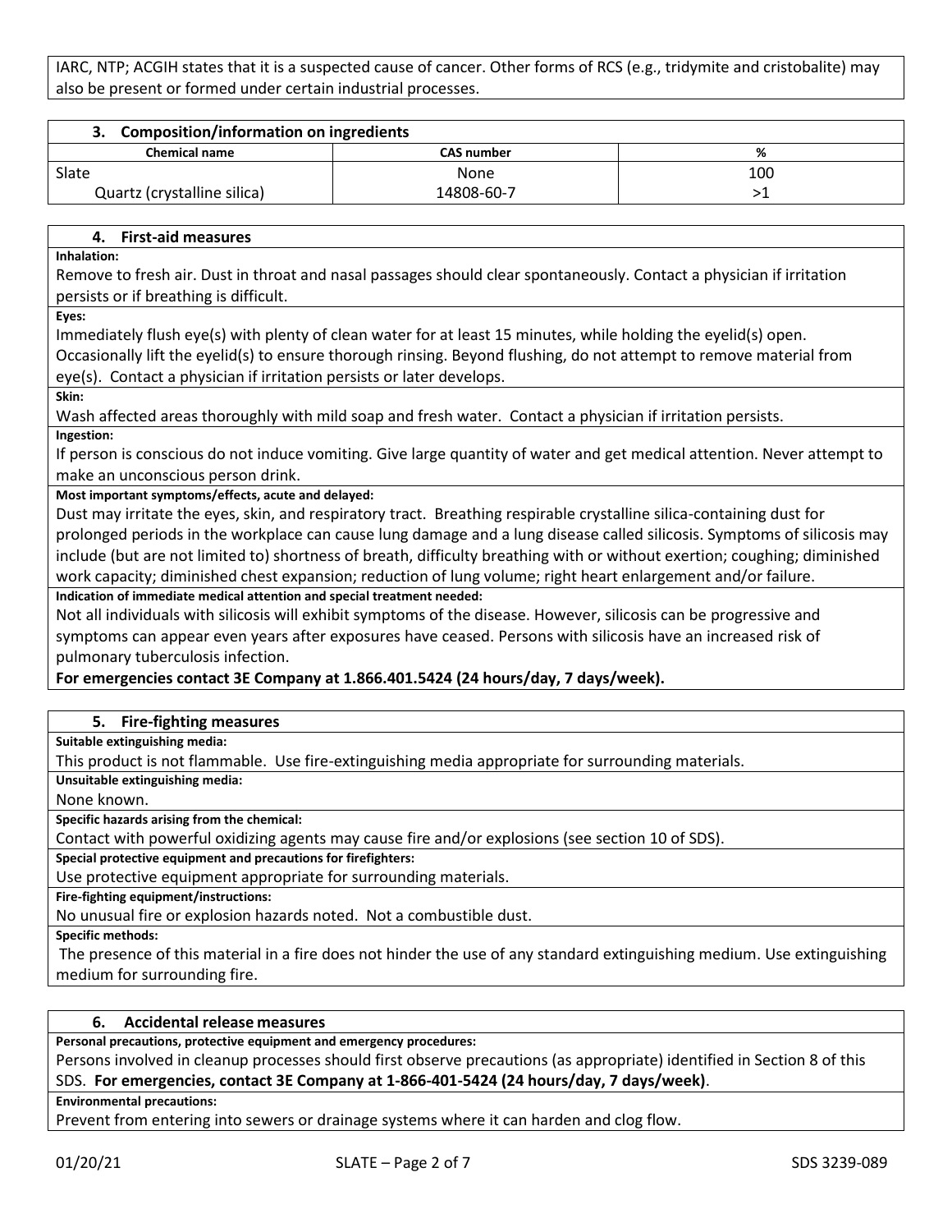IARC, NTP; ACGIH states that it is a suspected cause of cancer. Other forms of RCS (e.g., tridymite and cristobalite) may also be present or formed under certain industrial processes.

## 3. Composition/information on ingredients

| Chemical name | CAS number | % |
|---|---|---|
| Slate | None | 100 |
| Quartz (crystalline silica) | 14808-60-7 | >1 |

## 4. First-aid measures

**Inhalation:**

Remove to fresh air. Dust in throat and nasal passages should clear spontaneously. Contact a physician if irritation persists or if breathing is difficult.

**Eyes:**

Immediately flush eye(s) with plenty of clean water for at least 15 minutes, while holding the eyelid(s) open. Occasionally lift the eyelid(s) to ensure thorough rinsing. Beyond flushing, do not attempt to remove material from eye(s). Contact a physician if irritation persists or later develops.

**Skin:**

Wash affected areas thoroughly with mild soap and fresh water. Contact a physician if irritation persists.

**Ingestion:**

If person is conscious do not induce vomiting. Give large quantity of water and get medical attention. Never attempt to make an unconscious person drink.

**Most important symptoms/effects, acute and delayed:**

Dust may irritate the eyes, skin, and respiratory tract. Breathing respirable crystalline silica-containing dust for prolonged periods in the workplace can cause lung damage and a lung disease called silicosis. Symptoms of silicosis may include (but are not limited to) shortness of breath, difficulty breathing with or without exertion; coughing; diminished work capacity; diminished chest expansion; reduction of lung volume; right heart enlargement and/or failure.

**Indication of immediate medical attention and special treatment needed:**

Not all individuals with silicosis will exhibit symptoms of the disease. However, silicosis can be progressive and symptoms can appear even years after exposures have ceased. Persons with silicosis have an increased risk of pulmonary tuberculosis infection.

**For emergencies contact 3E Company at 1.866.401.5424 (24 hours/day, 7 days/week).**

## 5. Fire-fighting measures

**Suitable extinguishing media:**

This product is not flammable. Use fire-extinguishing media appropriate for surrounding materials.

**Unsuitable extinguishing media:**

None known.

**Specific hazards arising from the chemical:**

Contact with powerful oxidizing agents may cause fire and/or explosions (see section 10 of SDS).

**Special protective equipment and precautions for firefighters:**

Use protective equipment appropriate for surrounding materials.

**Fire-fighting equipment/instructions:**

No unusual fire or explosion hazards noted. Not a combustible dust.

**Specific methods:**

The presence of this material in a fire does not hinder the use of any standard extinguishing medium. Use extinguishing medium for surrounding fire.

## 6. Accidental release measures

**Personal precautions, protective equipment and emergency procedures:**

Persons involved in cleanup processes should first observe precautions (as appropriate) identified in Section 8 of this SDS. **For emergencies, contact 3E Company at 1-866-401-5424 (24 hours/day, 7 days/week)**.

**Environmental precautions:**

Prevent from entering into sewers or drainage systems where it can harden and clog flow.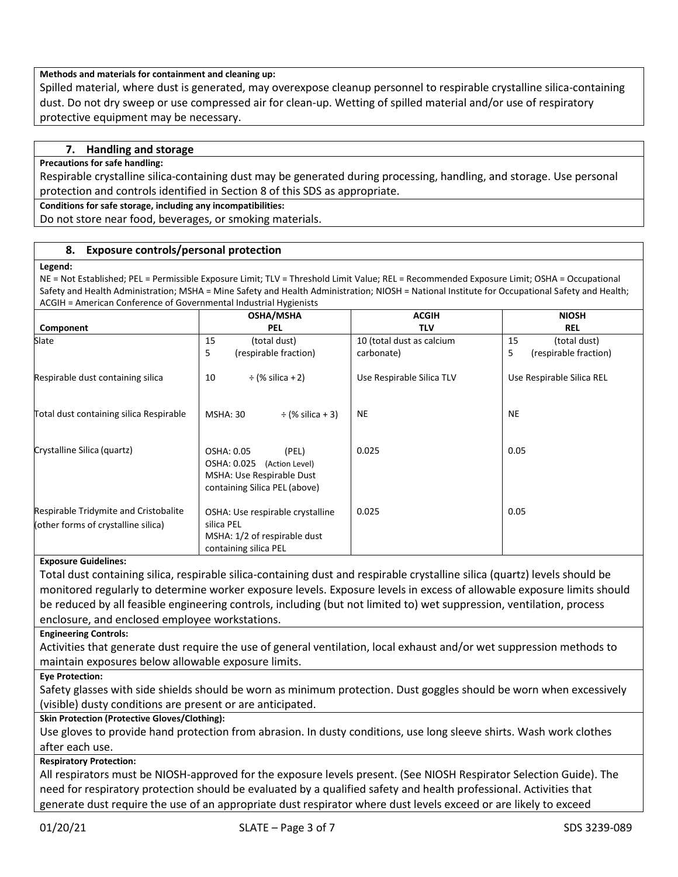**Methods and materials for containment and cleaning up:**

Spilled material, where dust is generated, may overexpose cleanup personnel to respirable crystalline silica-containing dust. Do not dry sweep or use compressed air for clean-up. Wetting of spilled material and/or use of respiratory protective equipment may be necessary.

## 7. Handling and storage

**Precautions for safe handling:**

Respirable crystalline silica-containing dust may be generated during processing, handling, and storage. Use personal protection and controls identified in Section 8 of this SDS as appropriate.

**Conditions for safe storage, including any incompatibilities:**

Do not store near food, beverages, or smoking materials.

## 8. Exposure controls/personal protection

**Legend:**

NE = Not Established; PEL = Permissible Exposure Limit; TLV = Threshold Limit Value; REL = Recommended Exposure Limit; OSHA = Occupational Safety and Health Administration; MSHA = Mine Safety and Health Administration; NIOSH = National Institute for Occupational Safety and Health; ACGIH = American Conference of Governmental Industrial Hygienists

| Component | OSHA/MSHA PEL | ACGIH TLV | NIOSH REL |
|---|---|---|---|
| Slate | 15 (total dust)<br>5 (respirable fraction) | 10 (total dust as calcium carbonate) | 15 (total dust)<br>5 (respirable fraction) |
| Respirable dust containing silica | 10 ÷ (% silica + 2) | Use Respirable Silica TLV | Use Respirable Silica REL |
| Total dust containing silica Respirable | MSHA: 30 ÷ (% silica + 3) | NE | NE |
| Crystalline Silica (quartz) | OSHA: 0.05 (PEL)<br>OSHA: 0.025 (Action Level)<br>MSHA: Use Respirable Dust containing Silica PEL (above) | 0.025 | 0.05 |
| Respirable Tridymite and Cristobalite (other forms of crystalline silica) | OSHA: Use respirable crystalline silica PEL<br>MSHA: 1/2 of respirable dust containing silica PEL | 0.025 | 0.05 |

**Exposure Guidelines:**

Total dust containing silica, respirable silica-containing dust and respirable crystalline silica (quartz) levels should be monitored regularly to determine worker exposure levels. Exposure levels in excess of allowable exposure limits should be reduced by all feasible engineering controls, including (but not limited to) wet suppression, ventilation, process enclosure, and enclosed employee workstations.

**Engineering Controls:**

Activities that generate dust require the use of general ventilation, local exhaust and/or wet suppression methods to maintain exposures below allowable exposure limits.

**Eye Protection:**

Safety glasses with side shields should be worn as minimum protection. Dust goggles should be worn when excessively (visible) dusty conditions are present or are anticipated.

**Skin Protection (Protective Gloves/Clothing):**

Use gloves to provide hand protection from abrasion. In dusty conditions, use long sleeve shirts. Wash work clothes after each use.

**Respiratory Protection:**

All respirators must be NIOSH-approved for the exposure levels present. (See NIOSH Respirator Selection Guide). The need for respiratory protection should be evaluated by a qualified safety and health professional. Activities that generate dust require the use of an appropriate dust respirator where dust levels exceed or are likely to exceed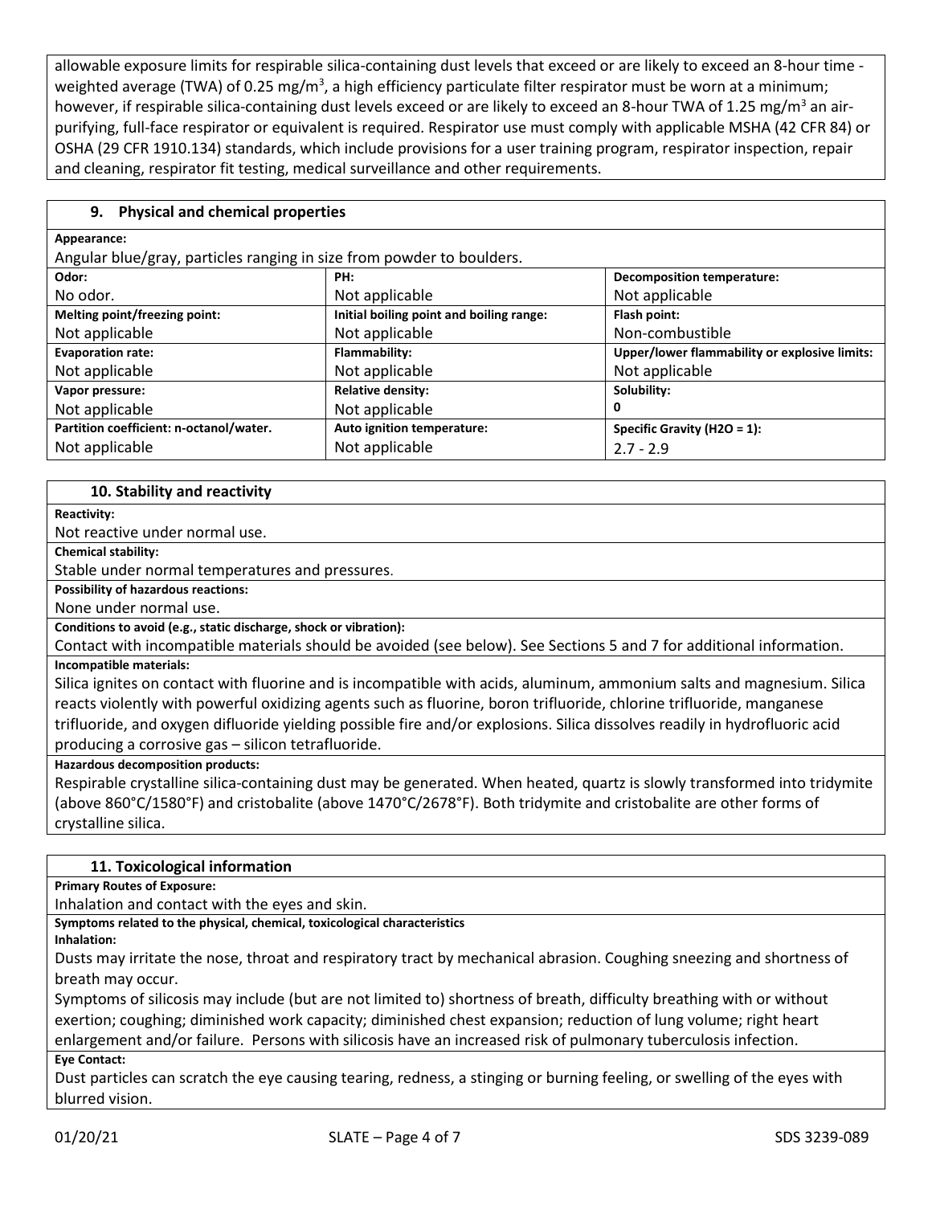allowable exposure limits for respirable silica-containing dust levels that exceed or are likely to exceed an 8-hour time - weighted average (TWA) of 0.25 mg/m$^3$, a high efficiency particulate filter respirator must be worn at a minimum; however, if respirable silica-containing dust levels exceed or are likely to exceed an 8-hour TWA of 1.25 mg/m$^3$ an air-purifying, full-face respirator or equivalent is required. Respirator use must comply with applicable MSHA (42 CFR 84) or OSHA (29 CFR 1910.134) standards, which include provisions for a user training program, respirator inspection, repair and cleaning, respirator fit testing, medical surveillance and other requirements.

## 9. Physical and chemical properties

**Appearance:**

Angular blue/gray, particles ranging in size from powder to boulders.

| **Odor:** | **PH:** | **Decomposition temperature:** |
|---|---|---|
| No odor. | Not applicable | Not applicable |
| **Melting point/freezing point:** | **Initial boiling point and boiling range:** | **Flash point:** |
| Not applicable | Not applicable | Non-combustible |
| **Evaporation rate:** | **Flammability:** | **Upper/lower flammability or explosive limits:** |
| Not applicable | Not applicable | Not applicable |
| **Vapor pressure:** | **Relative density:** | **Solubility:** |
| Not applicable | Not applicable | 0 |
| **Partition coefficient: n-octanol/water.** | **Auto ignition temperature:** | **Specific Gravity (H2O = 1):** |
| Not applicable | Not applicable | 2.7 - 2.9 |

## 10. Stability and reactivity

**Reactivity:**

Not reactive under normal use.

**Chemical stability:**

Stable under normal temperatures and pressures.

**Possibility of hazardous reactions:**

None under normal use.

**Conditions to avoid (e.g., static discharge, shock or vibration):**

Contact with incompatible materials should be avoided (see below). See Sections 5 and 7 for additional information.

**Incompatible materials:**

Silica ignites on contact with fluorine and is incompatible with acids, aluminum, ammonium salts and magnesium. Silica reacts violently with powerful oxidizing agents such as fluorine, boron trifluoride, chlorine trifluoride, manganese trifluoride, and oxygen difluoride yielding possible fire and/or explosions. Silica dissolves readily in hydrofluoric acid producing a corrosive gas – silicon tetrafluoride.

**Hazardous decomposition products:**

Respirable crystalline silica-containing dust may be generated. When heated, quartz is slowly transformed into tridymite (above 860˚C/1580˚F) and cristobalite (above 1470˚C/2678˚F). Both tridymite and cristobalite are other forms of crystalline silica.

## 11. Toxicological information

**Primary Routes of Exposure:**

Inhalation and contact with the eyes and skin.

**Symptoms related to the physical, chemical, toxicological characteristics**

**Inhalation:**

Dusts may irritate the nose, throat and respiratory tract by mechanical abrasion. Coughing sneezing and shortness of breath may occur.

Symptoms of silicosis may include (but are not limited to) shortness of breath, difficulty breathing with or without exertion; coughing; diminished work capacity; diminished chest expansion; reduction of lung volume; right heart enlargement and/or failure. Persons with silicosis have an increased risk of pulmonary tuberculosis infection.

**Eye Contact:**

Dust particles can scratch the eye causing tearing, redness, a stinging or burning feeling, or swelling of the eyes with blurred vision.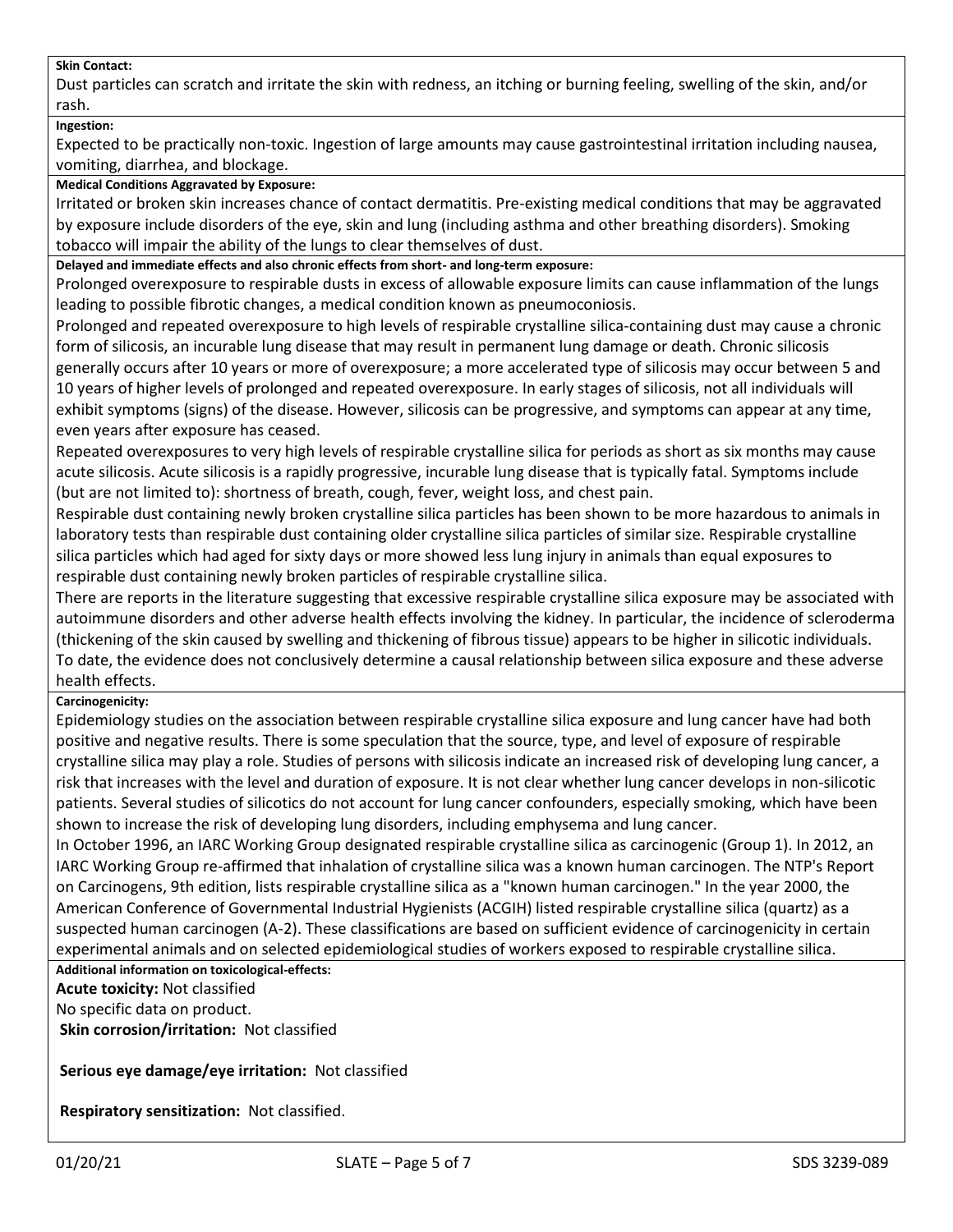**Skin Contact:**

Dust particles can scratch and irritate the skin with redness, an itching or burning feeling, swelling of the skin, and/or rash.

**Ingestion:**

Expected to be practically non-toxic. Ingestion of large amounts may cause gastrointestinal irritation including nausea, vomiting, diarrhea, and blockage.

**Medical Conditions Aggravated by Exposure:**

Irritated or broken skin increases chance of contact dermatitis. Pre-existing medical conditions that may be aggravated by exposure include disorders of the eye, skin and lung (including asthma and other breathing disorders). Smoking tobacco will impair the ability of the lungs to clear themselves of dust.

**Delayed and immediate effects and also chronic effects from short- and long-term exposure:**

Prolonged overexposure to respirable dusts in excess of allowable exposure limits can cause inflammation of the lungs leading to possible fibrotic changes, a medical condition known as pneumoconiosis.

Prolonged and repeated overexposure to high levels of respirable crystalline silica-containing dust may cause a chronic form of silicosis, an incurable lung disease that may result in permanent lung damage or death. Chronic silicosis generally occurs after 10 years or more of overexposure; a more accelerated type of silicosis may occur between 5 and 10 years of higher levels of prolonged and repeated overexposure. In early stages of silicosis, not all individuals will exhibit symptoms (signs) of the disease. However, silicosis can be progressive, and symptoms can appear at any time, even years after exposure has ceased.

Repeated overexposures to very high levels of respirable crystalline silica for periods as short as six months may cause acute silicosis. Acute silicosis is a rapidly progressive, incurable lung disease that is typically fatal. Symptoms include (but are not limited to): shortness of breath, cough, fever, weight loss, and chest pain.

Respirable dust containing newly broken crystalline silica particles has been shown to be more hazardous to animals in laboratory tests than respirable dust containing older crystalline silica particles of similar size. Respirable crystalline silica particles which had aged for sixty days or more showed less lung injury in animals than equal exposures to respirable dust containing newly broken particles of respirable crystalline silica.

There are reports in the literature suggesting that excessive respirable crystalline silica exposure may be associated with autoimmune disorders and other adverse health effects involving the kidney. In particular, the incidence of scleroderma (thickening of the skin caused by swelling and thickening of fibrous tissue) appears to be higher in silicotic individuals. To date, the evidence does not conclusively determine a causal relationship between silica exposure and these adverse health effects.

**Carcinogenicity:**

Epidemiology studies on the association between respirable crystalline silica exposure and lung cancer have had both positive and negative results. There is some speculation that the source, type, and level of exposure of respirable crystalline silica may play a role. Studies of persons with silicosis indicate an increased risk of developing lung cancer, a risk that increases with the level and duration of exposure. It is not clear whether lung cancer develops in non-silicotic patients. Several studies of silicotics do not account for lung cancer confounders, especially smoking, which have been shown to increase the risk of developing lung disorders, including emphysema and lung cancer.

In October 1996, an IARC Working Group designated respirable crystalline silica as carcinogenic (Group 1). In 2012, an IARC Working Group re-affirmed that inhalation of crystalline silica was a known human carcinogen. The NTP's Report on Carcinogens, 9th edition, lists respirable crystalline silica as a "known human carcinogen." In the year 2000, the American Conference of Governmental Industrial Hygienists (ACGIH) listed respirable crystalline silica (quartz) as a suspected human carcinogen (A-2). These classifications are based on sufficient evidence of carcinogenicity in certain experimental animals and on selected epidemiological studies of workers exposed to respirable crystalline silica.

**Additional information on toxicological-effects:**

**Acute toxicity:** Not classified

No specific data on product.

**Skin corrosion/irritation:** Not classified

**Serious eye damage/eye irritation:** Not classified

**Respiratory sensitization:** Not classified.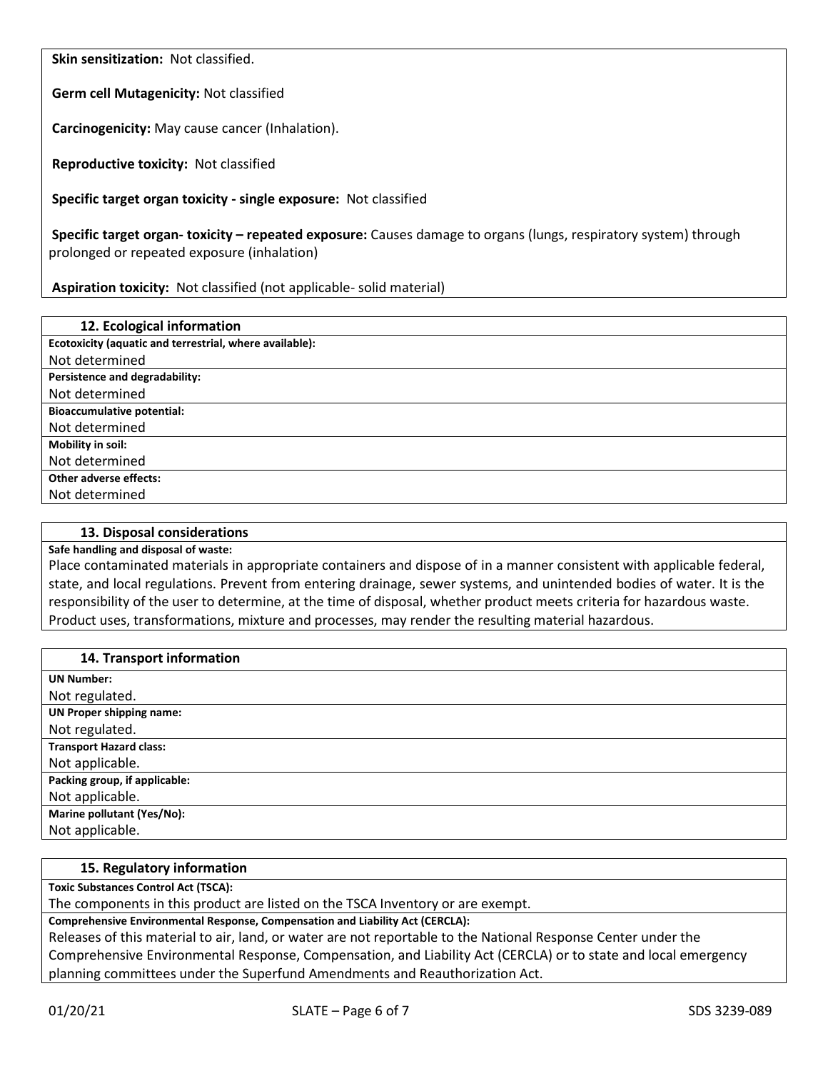**Skin sensitization:** Not classified.

**Germ cell Mutagenicity:** Not classified

**Carcinogenicity:** May cause cancer (Inhalation).

**Reproductive toxicity:** Not classified

**Specific target organ toxicity - single exposure:** Not classified

**Specific target organ- toxicity – repeated exposure:** Causes damage to organs (lungs, respiratory system) through prolonged or repeated exposure (inhalation)

**Aspiration toxicity:** Not classified (not applicable- solid material)

## 12. Ecological information

**Ecotoxicity (aquatic and terrestrial, where available):**
Not determined

**Persistence and degradability:**
Not determined

**Bioaccumulative potential:**
Not determined

**Mobility in soil:**
Not determined

**Other adverse effects:**
Not determined

## 13. Disposal considerations

**Safe handling and disposal of waste:**
Place contaminated materials in appropriate containers and dispose of in a manner consistent with applicable federal, state, and local regulations. Prevent from entering drainage, sewer systems, and unintended bodies of water. It is the responsibility of the user to determine, at the time of disposal, whether product meets criteria for hazardous waste. Product uses, transformations, mixture and processes, may render the resulting material hazardous.

## 14. Transport information

**UN Number:**
Not regulated.

**UN Proper shipping name:**
Not regulated.

**Transport Hazard class:**
Not applicable.

**Packing group, if applicable:**
Not applicable.

**Marine pollutant (Yes/No):**
Not applicable.

## 15. Regulatory information

**Toxic Substances Control Act (TSCA):**
The components in this product are listed on the TSCA Inventory or are exempt.

**Comprehensive Environmental Response, Compensation and Liability Act (CERCLA):**
Releases of this material to air, land, or water are not reportable to the National Response Center under the Comprehensive Environmental Response, Compensation, and Liability Act (CERCLA) or to state and local emergency planning committees under the Superfund Amendments and Reauthorization Act.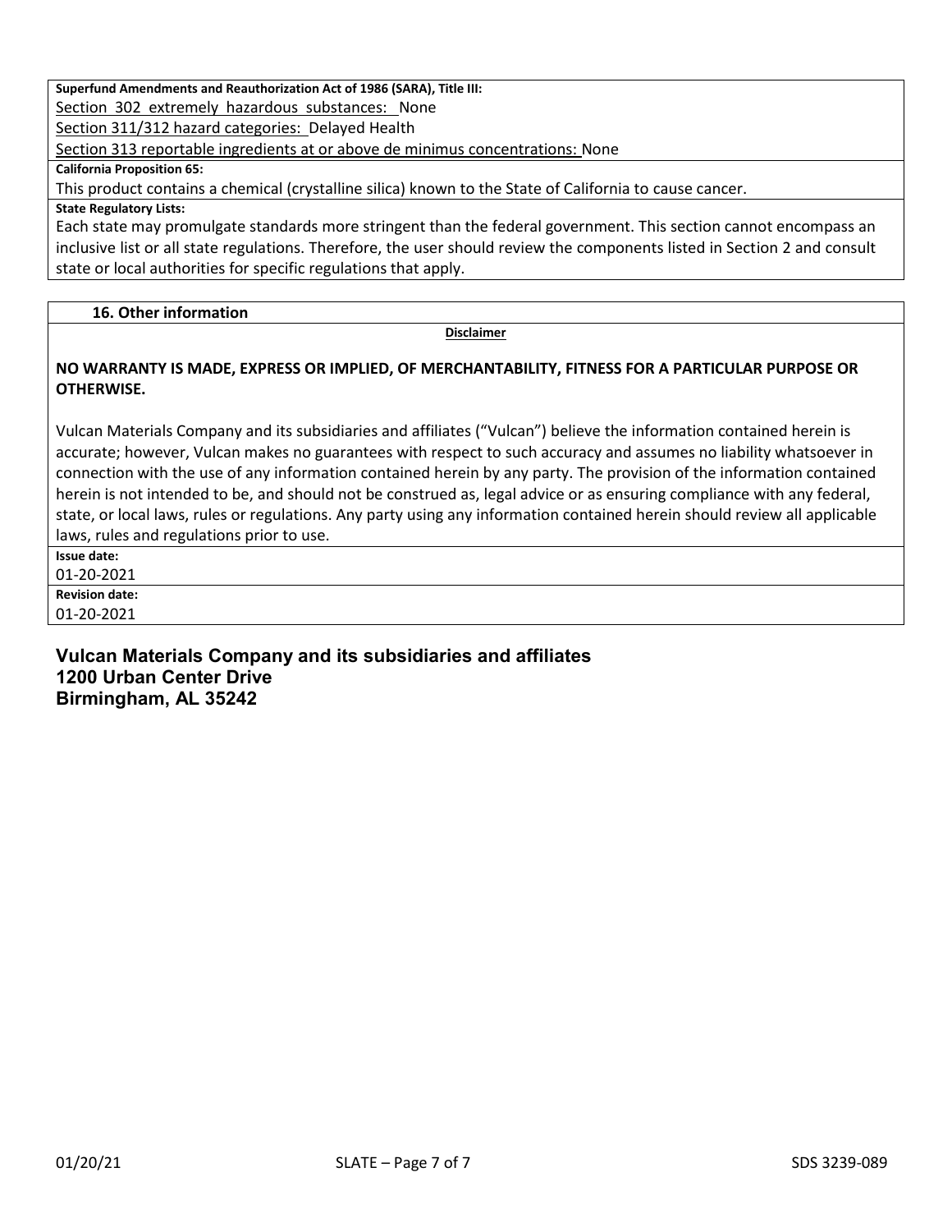**Superfund Amendments and Reauthorization Act of 1986 (SARA), Title III:**

Section 302 extremely hazardous substances: None

Section 311/312 hazard categories: Delayed Health

Section 313 reportable ingredients at or above de minimus concentrations: None

**California Proposition 65:**

This product contains a chemical (crystalline silica) known to the State of California to cause cancer.

**State Regulatory Lists:**

Each state may promulgate standards more stringent than the federal government. This section cannot encompass an inclusive list or all state regulations. Therefore, the user should review the components listed in Section 2 and consult state or local authorities for specific regulations that apply.

## 16. Other information

**Disclaimer**

**NO WARRANTY IS MADE, EXPRESS OR IMPLIED, OF MERCHANTABILITY, FITNESS FOR A PARTICULAR PURPOSE OR OTHERWISE.**

Vulcan Materials Company and its subsidiaries and affiliates ("Vulcan") believe the information contained herein is accurate; however, Vulcan makes no guarantees with respect to such accuracy and assumes no liability whatsoever in connection with the use of any information contained herein by any party. The provision of the information contained herein is not intended to be, and should not be construed as, legal advice or as ensuring compliance with any federal, state, or local laws, rules or regulations. Any party using any information contained herein should review all applicable laws, rules and regulations prior to use.

**Issue date:**

01-20-2021

**Revision date:**

01-20-2021

**Vulcan Materials Company and its subsidiaries and affiliates**
**1200 Urban Center Drive**
**Birmingham, AL 35242**